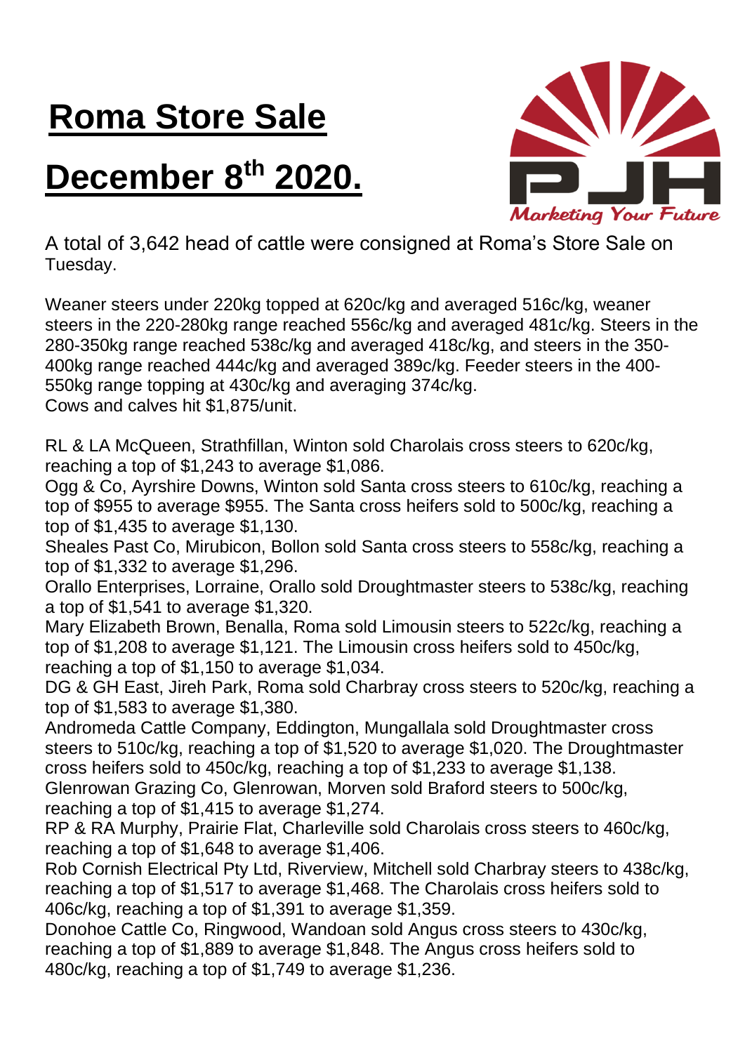# Roma Store Sale

# December 8th 2020.

A total of 3,642 head of cattle were consigned at Roma's Store Sale on Tuesday.

Weaner steers under 220kg topped at 620c/kg and averaged 516c/kg, weaner steers in the 220-280kg range reached 556c/kg and averaged 481c/kg. Steers in the 280-350kg range reached 538c/kg and averaged 418c/kg, and steers in the 350-400kg range reached 444c/kg and averaged 389c/kg. Feeder steers in the 400-550kg range topping at 430c/kg and averaging 374c/kg.
Cows and calves hit $1,875/unit.

RL & LA McQueen, Strathfillan, Winton sold Charolais cross steers to 620c/kg, reaching a top of $1,243 to average $1,086.
Ogg & Co, Ayrshire Downs, Winton sold Santa cross steers to 610c/kg, reaching a top of $955 to average $955. The Santa cross heifers sold to 500c/kg, reaching a top of $1,435 to average $1,130.
Sheales Past Co, Mirubicon, Bollon sold Santa cross steers to 558c/kg, reaching a top of $1,332 to average $1,296.
Orallo Enterprises, Lorraine, Orallo sold Droughtmaster steers to 538c/kg, reaching a top of $1,541 to average $1,320.
Mary Elizabeth Brown, Benalla, Roma sold Limousin steers to 522c/kg, reaching a top of $1,208 to average $1,121. The Limousin cross heifers sold to 450c/kg, reaching a top of $1,150 to average $1,034.
DG & GH East, Jireh Park, Roma sold Charbray cross steers to 520c/kg, reaching a top of $1,583 to average $1,380.
Andromeda Cattle Company, Eddington, Mungallala sold Droughtmaster cross steers to 510c/kg, reaching a top of $1,520 to average $1,020. The Droughtmaster cross heifers sold to 450c/kg, reaching a top of $1,233 to average $1,138.
Glenrowan Grazing Co, Glenrowan, Morven sold Braford steers to 500c/kg, reaching a top of $1,415 to average $1,274.
RP & RA Murphy, Prairie Flat, Charleville sold Charolais cross steers to 460c/kg, reaching a top of $1,648 to average $1,406.
Rob Cornish Electrical Pty Ltd, Riverview, Mitchell sold Charbray steers to 438c/kg, reaching a top of $1,517 to average $1,468. The Charolais cross heifers sold to 406c/kg, reaching a top of $1,391 to average $1,359.
Donohoe Cattle Co, Ringwood, Wandoan sold Angus cross steers to 430c/kg, reaching a top of $1,889 to average $1,848. The Angus cross heifers sold to 480c/kg, reaching a top of $1,749 to average $1,236.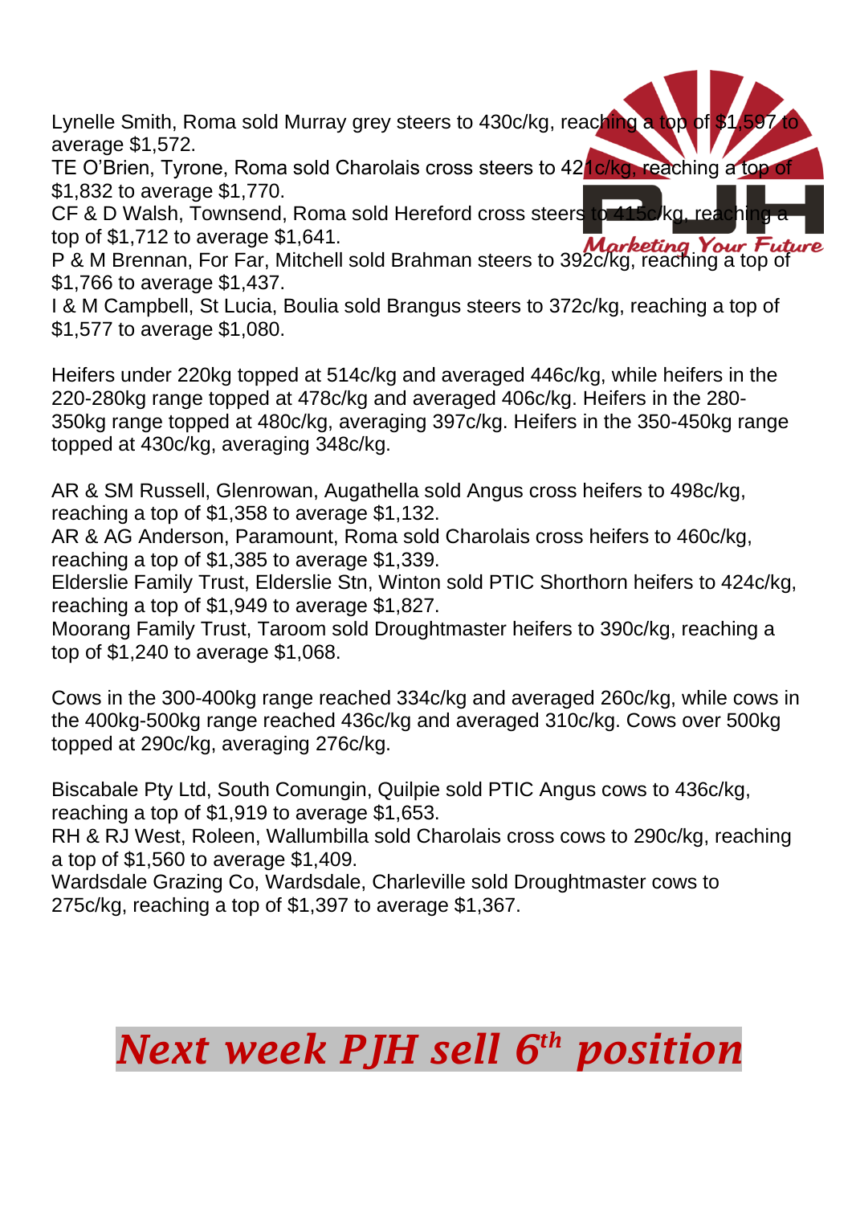Lynelle Smith, Roma sold Murray grey steers to 430c/kg, reaching a top of $1,597 to average $1,572.
TE O'Brien, Tyrone, Roma sold Charolais cross steers to 421c/kg, reaching a top of $1,832 to average $1,770.
CF & D Walsh, Townsend, Roma sold Hereford cross steers to 415c/kg, reaching a top of $1,712 to average $1,641.
P & M Brennan, For Far, Mitchell sold Brahman steers to 392c/kg, reaching a top of $1,766 to average $1,437.
I & M Campbell, St Lucia, Boulia sold Brangus steers to 372c/kg, reaching a top of $1,577 to average $1,080.

Heifers under 220kg topped at 514c/kg and averaged 446c/kg, while heifers in the 220-280kg range topped at 478c/kg and averaged 406c/kg. Heifers in the 280-350kg range topped at 480c/kg, averaging 397c/kg. Heifers in the 350-450kg range topped at 430c/kg, averaging 348c/kg.

AR & SM Russell, Glenrowan, Augathella sold Angus cross heifers to 498c/kg, reaching a top of $1,358 to average $1,132.
AR & AG Anderson, Paramount, Roma sold Charolais cross heifers to 460c/kg, reaching a top of $1,385 to average $1,339.
Elderslie Family Trust, Elderslie Stn, Winton sold PTIC Shorthorn heifers to 424c/kg, reaching a top of $1,949 to average $1,827.
Moorang Family Trust, Taroom sold Droughtmaster heifers to 390c/kg, reaching a top of $1,240 to average $1,068.

Cows in the 300-400kg range reached 334c/kg and averaged 260c/kg, while cows in the 400kg-500kg range reached 436c/kg and averaged 310c/kg. Cows over 500kg topped at 290c/kg, averaging 276c/kg.

Biscabale Pty Ltd, South Comungin, Quilpie sold PTIC Angus cows to 436c/kg, reaching a top of $1,919 to average $1,653.
RH & RJ West, Roleen, Wallumbilla sold Charolais cross cows to 290c/kg, reaching a top of $1,560 to average $1,409.
Wardsdale Grazing Co, Wardsdale, Charleville sold Droughtmaster cows to 275c/kg, reaching a top of $1,397 to average $1,367.

***Next week PJH sell 6th position***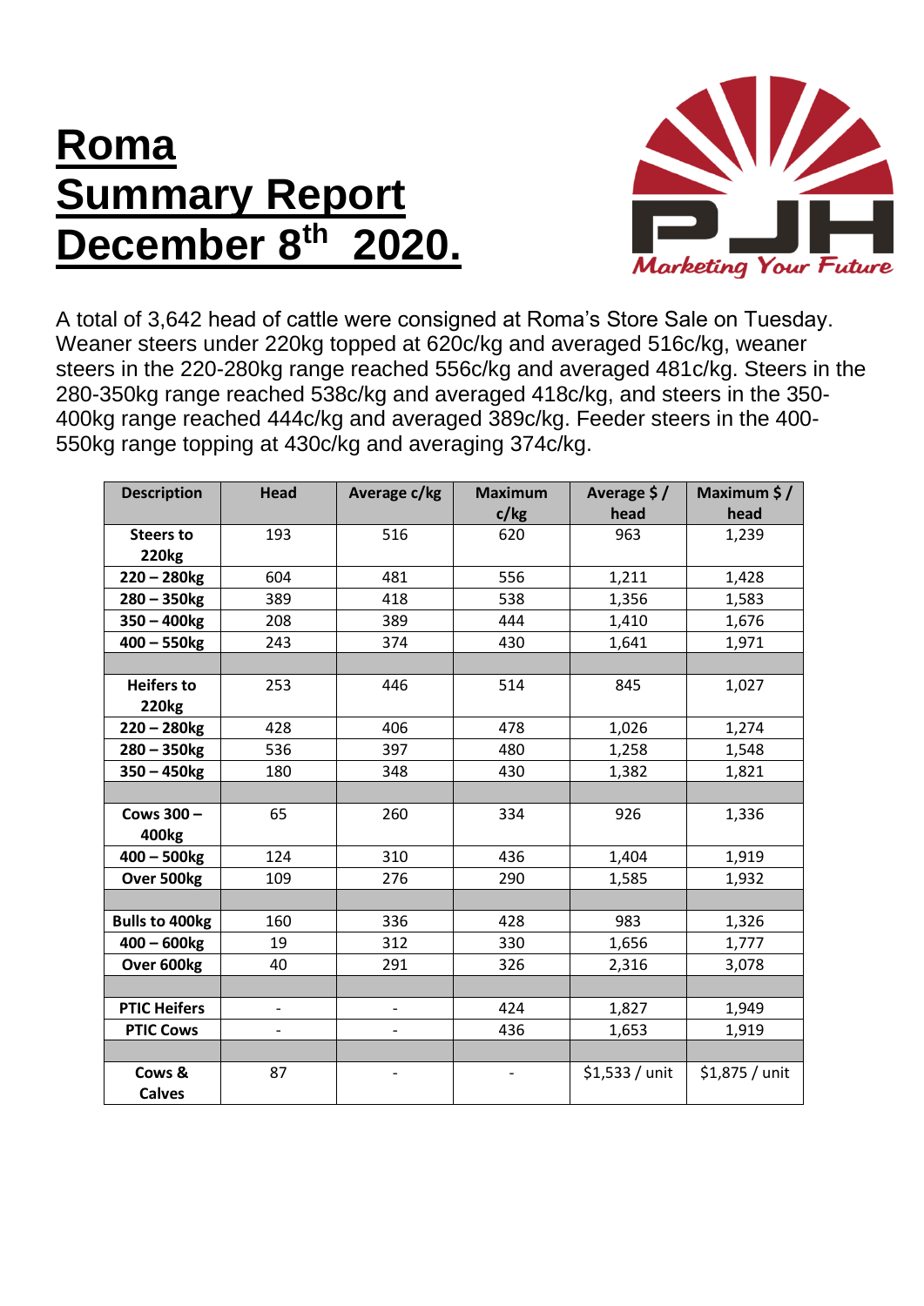# Roma Summary Report December 8th 2020.

Marketing Your Future

A total of 3,642 head of cattle were consigned at Roma's Store Sale on Tuesday. Weaner steers under 220kg topped at 620c/kg and averaged 516c/kg, weaner steers in the 220-280kg range reached 556c/kg and averaged 481c/kg. Steers in the 280-350kg range reached 538c/kg and averaged 418c/kg, and steers in the 350-400kg range reached 444c/kg and averaged 389c/kg. Feeder steers in the 400-550kg range topping at 430c/kg and averaging 374c/kg.

| Description | Head | Average c/kg | Maximum c/kg | Average $ / head | Maximum $ / head |
|---|---|---|---|---|---|
| **Steers to 220kg** | 193 | 516 | 620 | 963 | 1,239 |
| **220 – 280kg** | 604 | 481 | 556 | 1,211 | 1,428 |
| **280 – 350kg** | 389 | 418 | 538 | 1,356 | 1,583 |
| **350 – 400kg** | 208 | 389 | 444 | 1,410 | 1,676 |
| **400 – 550kg** | 243 | 374 | 430 | 1,641 | 1,971 |
| | | | | | |
| **Heifers to 220kg** | 253 | 446 | 514 | 845 | 1,027 |
| **220 – 280kg** | 428 | 406 | 478 | 1,026 | 1,274 |
| **280 – 350kg** | 536 | 397 | 480 | 1,258 | 1,548 |
| **350 – 450kg** | 180 | 348 | 430 | 1,382 | 1,821 |
| | | | | | |
| **Cows 300 – 400kg** | 65 | 260 | 334 | 926 | 1,336 |
| **400 – 500kg** | 124 | 310 | 436 | 1,404 | 1,919 |
| **Over 500kg** | 109 | 276 | 290 | 1,585 | 1,932 |
| | | | | | |
| **Bulls to 400kg** | 160 | 336 | 428 | 983 | 1,326 |
| **400 – 600kg** | 19 | 312 | 330 | 1,656 | 1,777 |
| **Over 600kg** | 40 | 291 | 326 | 2,316 | 3,078 |
| | | | | | |
| **PTIC Heifers** | - | - | 424 | 1,827 | 1,949 |
| **PTIC Cows** | - | - | 436 | 1,653 | 1,919 |
| | | | | | |
| **Cows & Calves** | 87 | - | - | $1,533 / unit | $1,875 / unit |